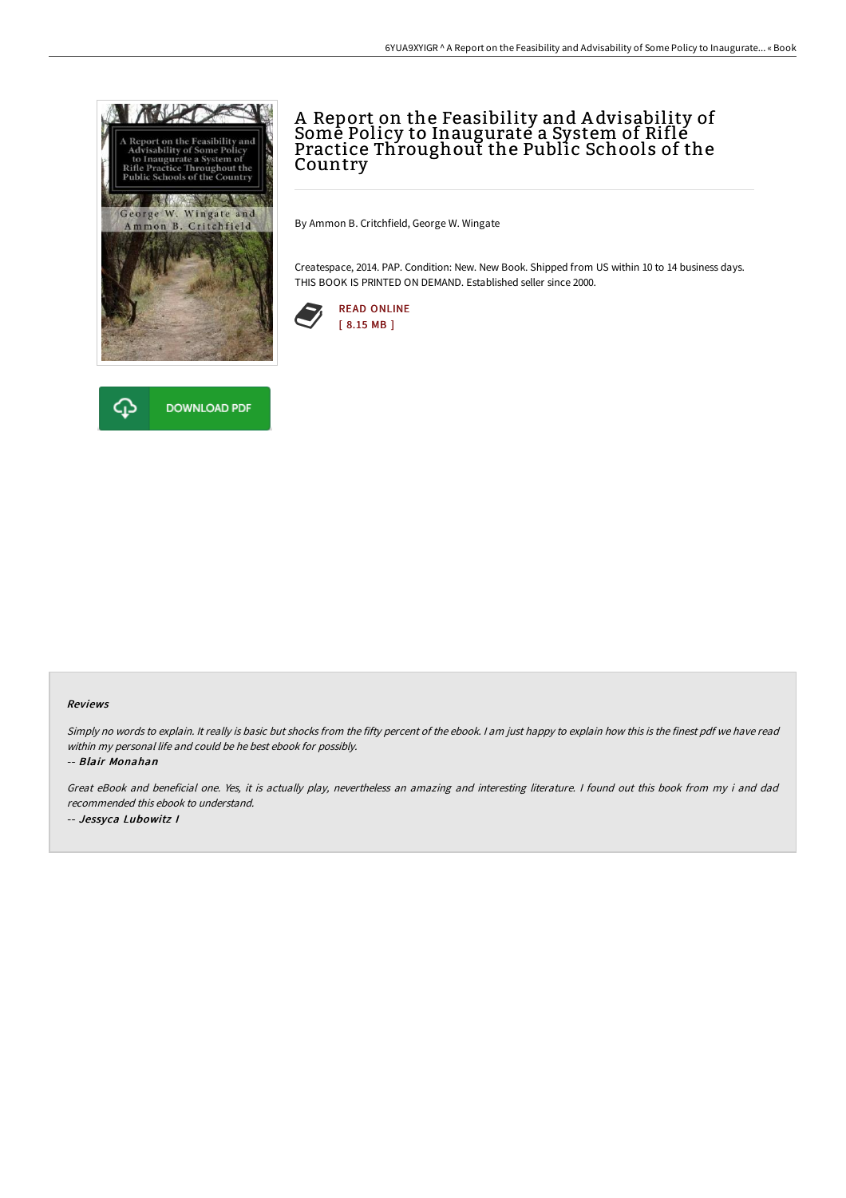# A Report on the Feasibility and Advisability of Some Policy to Inaugurate a System of Rifle Practice Throughout the Public Schools of the Country

By Ammon B. Critchfield, George W. Wingate

Createspace, 2014. PAP. Condition: New. New Book. Shipped from US within 10 to 14 business days. THIS BOOK IS PRINTED ON DEMAND. Established seller since 2000.

READ ONLINE
[ 8.15 MB ]

DOWNLOAD PDF

### Reviews

*Simply no words to explain. It really is basic but shocks from the fifty percent of the ebook. I am just happy to explain how this is the finest pdf we have read within my personal life and could be he best ebook for possibly.*

-- ***Blair Monahan***

*Great eBook and beneficial one. Yes, it is actually play, nevertheless an amazing and interesting literature. I found out this book from my i and dad recommended this ebook to understand.*

-- ***Jessyca Lubowitz I***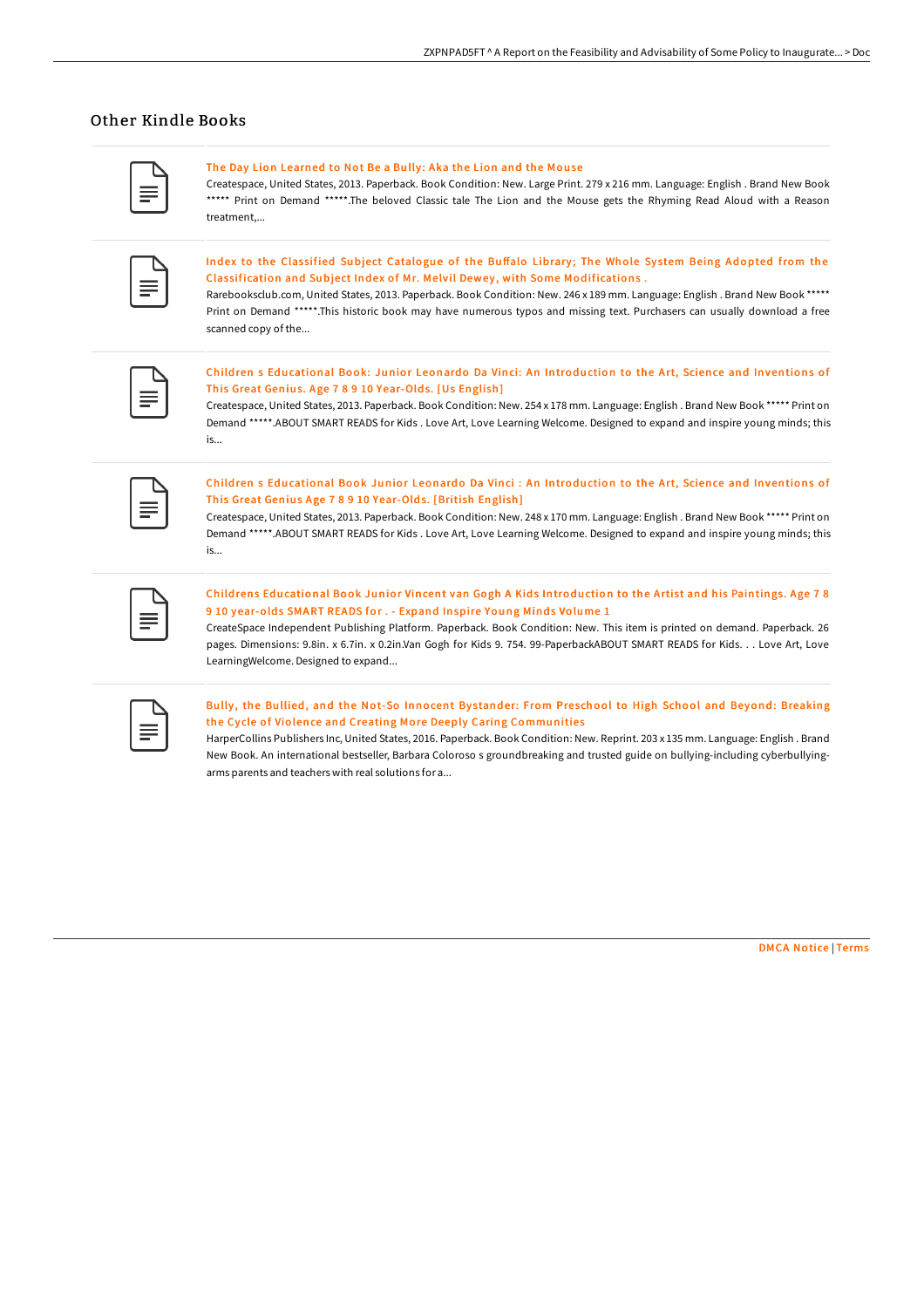## Other Kindle Books

### The Day Lion Learned to Not Be a Bully: Aka the Lion and the Mouse

Createspace, United States, 2013. Paperback. Book Condition: New. Large Print. 279 x 216 mm. Language: English . Brand New Book ***** Print on Demand *****.The beloved Classic tale The Lion and the Mouse gets the Rhyming Read Aloud with a Reason treatment,...

### Index to the Classified Subject Catalogue of the Buffalo Library; The Whole System Being Adopted from the Classification and Subject Index of Mr. Melvil Dewey, with Some Modifications .

Rarebooksclub.com, United States, 2013. Paperback. Book Condition: New. 246 x 189 mm. Language: English . Brand New Book ***** Print on Demand *****.This historic book may have numerous typos and missing text. Purchasers can usually download a free scanned copy of the...

### Children s Educational Book: Junior Leonardo Da Vinci: An Introduction to the Art, Science and Inventions of This Great Genius. Age 7 8 9 10 Year-Olds. [Us English]

Createspace, United States, 2013. Paperback. Book Condition: New. 254 x 178 mm. Language: English . Brand New Book ***** Print on Demand *****.ABOUT SMART READS for Kids . Love Art, Love Learning Welcome. Designed to expand and inspire young minds; this is...

### Children s Educational Book Junior Leonardo Da Vinci : An Introduction to the Art, Science and Inventions of This Great Genius Age 7 8 9 10 Year-Olds. [British English]

Createspace, United States, 2013. Paperback. Book Condition: New. 248 x 170 mm. Language: English . Brand New Book ***** Print on Demand *****.ABOUT SMART READS for Kids . Love Art, Love Learning Welcome. Designed to expand and inspire young minds; this is...

### Childrens Educational Book Junior Vincent van Gogh A Kids Introduction to the Artist and his Paintings. Age 7 8 9 10 year-olds SMART READS for . - Expand Inspire Young Minds Volume 1

CreateSpace Independent Publishing Platform. Paperback. Book Condition: New. This item is printed on demand. Paperback. 26 pages. Dimensions: 9.8in. x 6.7in. x 0.2in.Van Gogh for Kids 9. 754. 99-PaperbackABOUT SMART READS for Kids. . . Love Art, Love LearningWelcome. Designed to expand...

### Bully, the Bullied, and the Not-So Innocent Bystander: From Preschool to High School and Beyond: Breaking the Cycle of Violence and Creating More Deeply Caring Communities

HarperCollins Publishers Inc, United States, 2016. Paperback. Book Condition: New. Reprint. 203 x 135 mm. Language: English . Brand New Book. An international bestseller, Barbara Coloroso s groundbreaking and trusted guide on bullying-including cyberbullying-arms parents and teachers with real solutions for a...